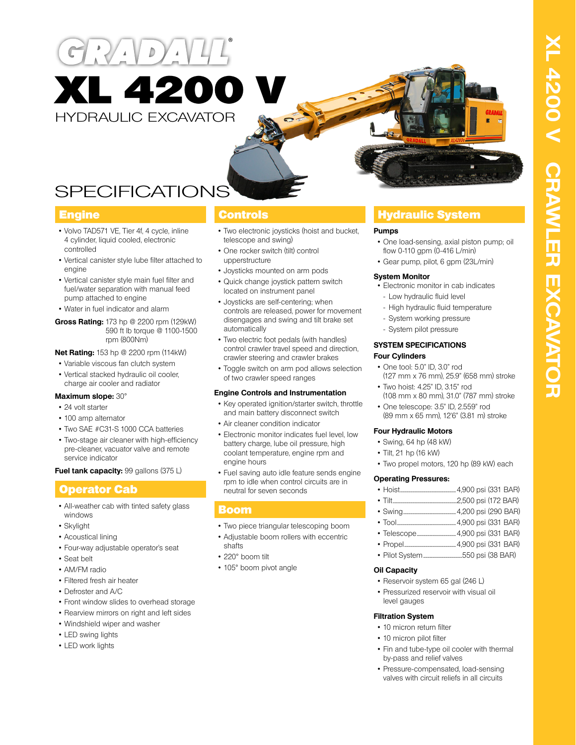# GRADALL®

# XL 4200 V

HYDRAULIC EXCAVATOR

# SPECIFICATIONS

## Engine

- Volvo TAD571 VE, Tier 4f, 4 cycle, inline 4 cylinder, liquid cooled, electronic controlled
- Vertical canister style lube filter attached to engine
- Vertical canister style main fuel filter and fuel/water separation with manual feed pump attached to engine
- Water in fuel indicator and alarm

**Gross Rating:** 173 hp @ 2200 rpm (129kW) 590 ft lb torque @ 1100-1500 rpm (800Nm)

**Net Rating:** 153 hp @ 2200 rpm (114kW)

- Variable viscous fan clutch system
- Vertical stacked hydraulic oil cooler, charge air cooler and radiator

**Maximum slope:** 30°

- 24 volt starter
- 100 amp alternator
- Two SAE #C31-S 1000 CCA batteries
- Two-stage air cleaner with high-efficiency pre-cleaner, vacuator valve and remote service indicator

**Fuel tank capacity:** 99 gallons (375 L)

## Operator Cab

- All-weather cab with tinted safety glass windows
- Skylight
- Acoustical lining
- Four-way adjustable operator's seat
- Seat belt
- AM/FM radio
- Filtered fresh air heater
- Defroster and A/C
- Front window slides to overhead storage
- Rearview mirrors on right and left sides
- Windshield wiper and washer
- LED swing lights
- LED work lights

## Controls

- Two electronic joysticks (hoist and bucket, telescope and swing)
- One rocker switch (tilt) control upperstructure
- Joysticks mounted on arm pods
- Quick change joystick pattern switch located on instrument panel
- Joysticks are self-centering; when controls are released, power for movement disengages and swing and tilt brake set automatically
- Two electric foot pedals (with handles) control crawler travel speed and direction, crawler steering and crawler brakes
- Toggle switch on arm pod allows selection of two crawler speed ranges

### Engine Controls and Instrumentation

- Key operated ignition/starter switch, throttle and main battery disconnect switch
- Air cleaner condition indicator
- Electronic monitor indicates fuel level, low battery charge, lube oil pressure, high coolant temperature, engine rpm and engine hours
- Fuel saving auto idle feature sends engine rpm to idle when control circuits are in neutral for seven seconds

## Boom

- Two piece triangular telescoping boom
- Adjustable boom rollers with eccentric shafts
- 220° boom tilt
- 105° boom pivot angle

## Hydraulic System

### Pumps

- One load-sensing, axial piston pump; oil flow 0-110 gpm (0-416 L/min)
- Gear pump, pilot, 6 gpm (23L/min)

### System Monitor

- Electronic monitor in cab indicates
  - Low hydraulic fluid level
  - High hydraulic fluid temperature
  - System working pressure
  - System pilot pressure

### SYSTEM SPECIFICATIONS

### Four Cylinders

- One tool: 5.0" ID, 3.0" rod (127 mm x 76 mm), 25.9" (658 mm) stroke
- Two hoist: 4.25" ID, 3.15" rod (108 mm x 80 mm), 31.0" (787 mm) stroke
- One telescope: 3.5" ID, 2.559" rod (89 mm x 65 mm), 12'6" (3.81 m) stroke

### Four Hydraulic Motors

- Swing, 64 hp (48 kW)
- Tilt, 21 hp (16 kW)
- Two propel motors, 120 hp (89 kW) each

### Operating Pressures:

- Hoist 4,900 psi (331 BAR)
- Tilt 2,500 psi (172 BAR)
- Swing 4,200 psi (290 BAR)
- Tool 4,900 psi (331 BAR)
- Telescope 4,900 psi (331 BAR)
- Propel 4,900 psi (331 BAR)
- Pilot System 550 psi (38 BAR)

### Oil Capacity

- Reservoir system 65 gal (246 L)
- Pressurized reservoir with visual oil level gauges

### Filtration System

- 10 micron return filter
- 10 micron pilot filter
- Fin and tube-type oil cooler with thermal by-pass and relief valves
- Pressure-compensated, load-sensing valves with circuit reliefs in all circuits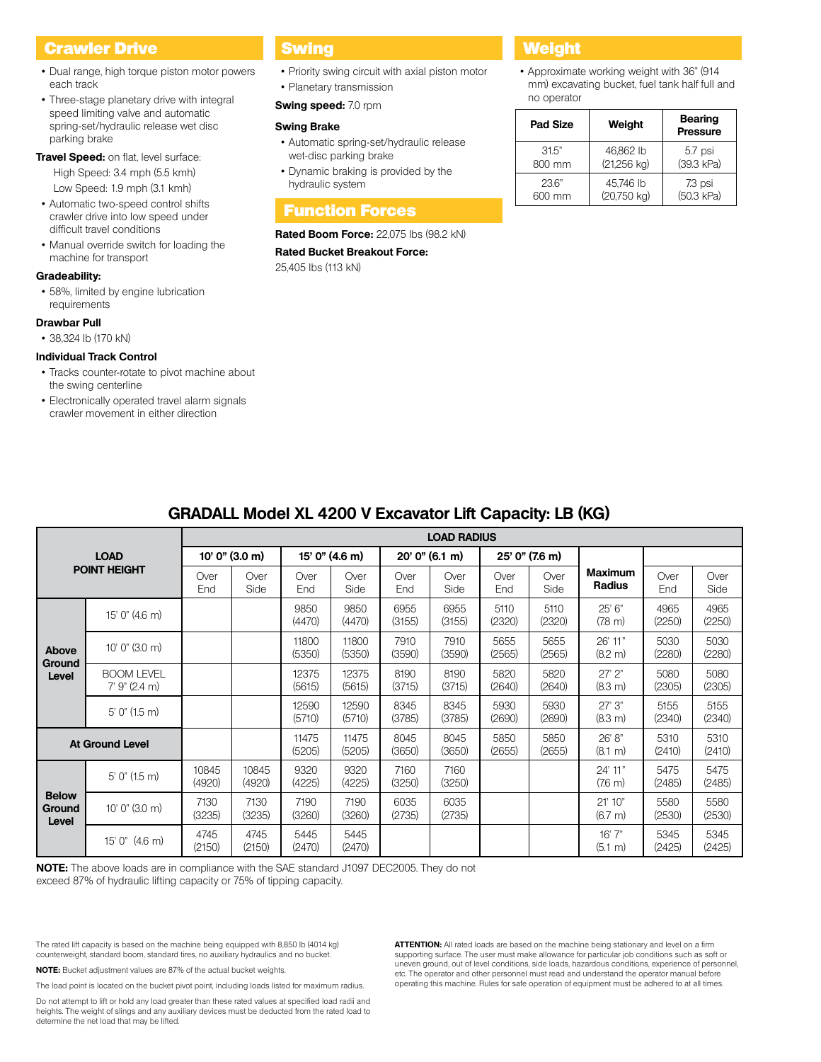## Crawler Drive

- Dual range, high torque piston motor powers each track
- Three-stage planetary drive with integral speed limiting valve and automatic spring-set/hydraulic release wet disc parking brake

**Travel Speed:** on flat, level surface:

High Speed: 3.4 mph (5.5 kmh)

Low Speed: 1.9 mph (3.1 kmh)

- Automatic two-speed control shifts crawler drive into low speed under difficult travel conditions
- Manual override switch for loading the machine for transport

**Gradeability:**

- 58%, limited by engine lubrication requirements

**Drawbar Pull**

- 38,324 lb (170 kN)

**Individual Track Control**

- Tracks counter-rotate to pivot machine about the swing centerline
- Electronically operated travel alarm signals crawler movement in either direction

## Swing

- Priority swing circuit with axial piston motor
- Planetary transmission

**Swing speed:** 7.0 rpm

**Swing Brake**

- Automatic spring-set/hydraulic release wet-disc parking brake
- Dynamic braking is provided by the hydraulic system

## Function Forces

**Rated Boom Force:** 22,075 lbs (98.2 kN)

**Rated Bucket Breakout Force:**
25,405 lbs (113 kN)

## Weight

- Approximate working weight with 36" (914 mm) excavating bucket, fuel tank half full and no operator

| Pad Size | Weight | Bearing Pressure |
|---|---|---|
| 31.5" 800 mm | 46,862 lb (21,256 kg) | 5.7 psi (39.3 kPa) |
| 23.6" 600 mm | 45,746 lb (20,750 kg) | 7.3 psi (50.3 kPa) |

## GRADALL Model XL 4200 V Excavator Lift Capacity: LB (KG)

| LOAD POINT HEIGHT | | LOAD RADIUS | | | | | | | | | | |
|---|---|---|---|---|---|---|---|---|---|---|---|---|
| | | 10' 0" (3.0 m) | | 15' 0" (4.6 m) | | 20' 0" (6.1 m) | | 25' 0" (7.6 m) | | Maximum Radius | | |
| | | Over End | Over Side | Over End | Over Side | Over End | Over Side | Over End | Over Side | | Over End | Over Side |
| Above Ground Level | 15' 0" (4.6 m) | | | 9850 (4470) | 9850 (4470) | 6955 (3155) | 6955 (3155) | 5110 (2320) | 5110 (2320) | 25' 6" (7.8 m) | 4965 (2250) | 4965 (2250) |
| | 10' 0" (3.0 m) | | | 11800 (5350) | 11800 (5350) | 7910 (3590) | 7910 (3590) | 5655 (2565) | 5655 (2565) | 26' 11" (8.2 m) | 5030 (2280) | 5030 (2280) |
| | BOOM LEVEL 7' 9" (2.4 m) | | | 12375 (5615) | 12375 (5615) | 8190 (3715) | 8190 (3715) | 5820 (2640) | 5820 (2640) | 27' 2" (8.3 m) | 5080 (2305) | 5080 (2305) |
| | 5' 0" (1.5 m) | | | 12590 (5710) | 12590 (5710) | 8345 (3785) | 8345 (3785) | 5930 (2690) | 5930 (2690) | 27' 3" (8.3 m) | 5155 (2340) | 5155 (2340) |
| At Ground Level | | | | 11475 (5205) | 11475 (5205) | 8045 (3650) | 8045 (3650) | 5850 (2655) | 5850 (2655) | 26' 8" (8.1 m) | 5310 (2410) | 5310 (2410) |
| Below Ground Level | 5' 0" (1.5 m) | 10845 (4920) | 10845 (4920) | 9320 (4225) | 9320 (4225) | 7160 (3250) | 7160 (3250) | | | 24' 11" (7.6 m) | 5475 (2485) | 5475 (2485) |
| | 10' 0" (3.0 m) | 7130 (3235) | 7130 (3235) | 7190 (3260) | 7190 (3260) | 6035 (2735) | 6035 (2735) | | | 21' 10" (6.7 m) | 5580 (2530) | 5580 (2530) |
| | 15' 0" (4.6 m) | 4745 (2150) | 4745 (2150) | 5445 (2470) | 5445 (2470) | | | | | 16' 7" (5.1 m) | 5345 (2425) | 5345 (2425) |

**NOTE:** The above loads are in compliance with the SAE standard J1097 DEC2005. They do not exceed 87% of hydraulic lifting capacity or 75% of tipping capacity.

The rated lift capacity is based on the machine being equipped with 8,850 lb (4014 kg) counterweight, standard boom, standard tires, no auxiliary hydraulics and no bucket.

**NOTE:** Bucket adjustment values are 87% of the actual bucket weights.

The load point is located on the bucket pivot point, including loads listed for maximum radius.

Do not attempt to lift or hold any load greater than these rated values at specified load radii and heights. The weight of slings and any auxiliary devices must be deducted from the rated load to determine the net load that may be lifted.

**ATTENTION:** All rated loads are based on the machine being stationary and level on a firm supporting surface. The user must make allowance for particular job conditions such as soft or uneven ground, out of level conditions, side loads, hazardous conditions, experience of personnel, etc. The operator and other personnel must read and understand the operator manual before operating this machine. Rules for safe operation of equipment must be adhered to at all times.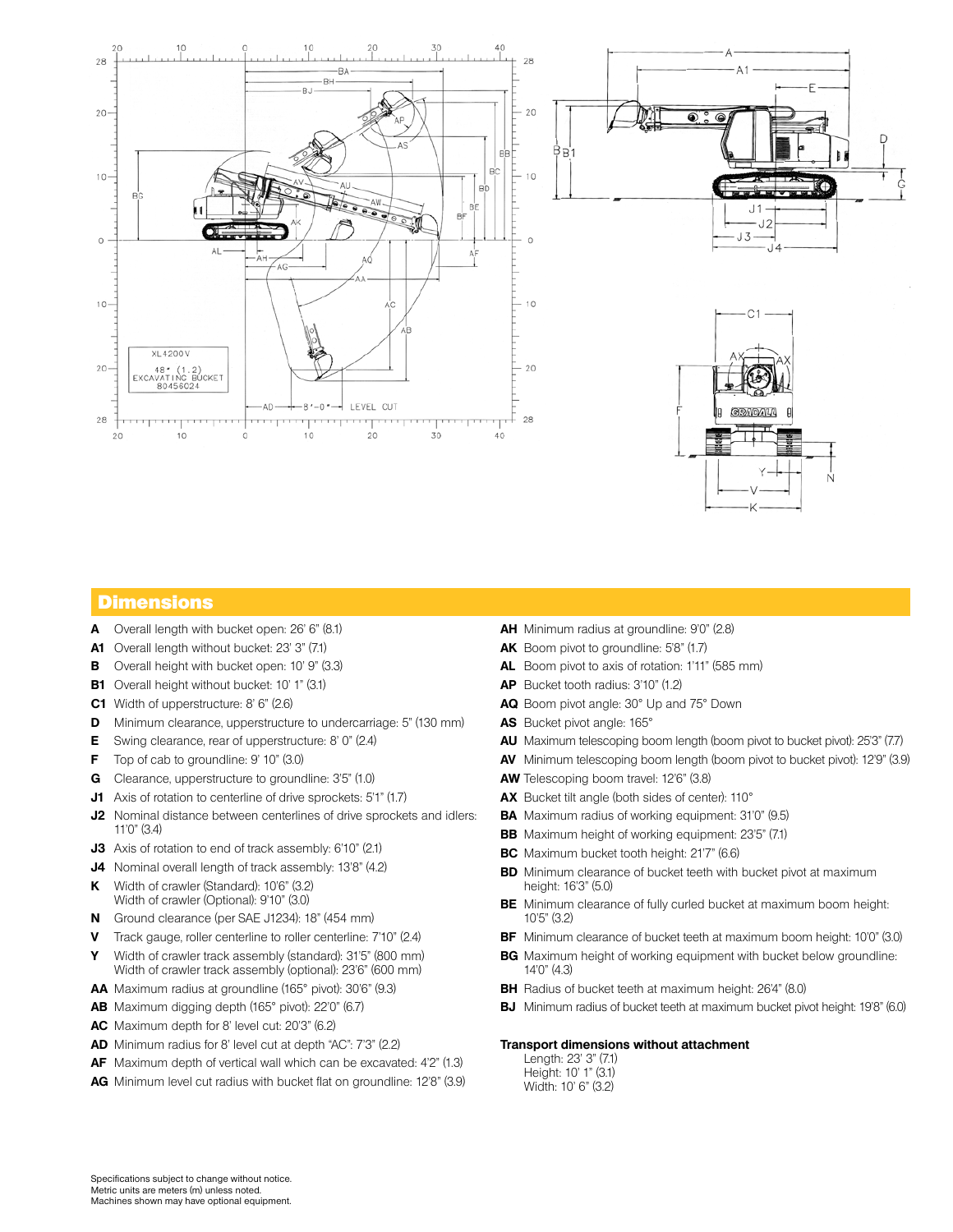## Dimensions

- **A** Overall length with bucket open: 26' 6" (8.1)
- **A1** Overall length without bucket: 23' 3" (7.1)
- **B** Overall height with bucket open: 10' 9" (3.3)
- **B1** Overall height without bucket: 10' 1" (3.1)
- **C1** Width of upperstructure: 8' 6" (2.6)
- **D** Minimum clearance, upperstructure to undercarriage: 5" (130 mm)
- **E** Swing clearance, rear of upperstructure: 8' 0" (2.4)
- **F** Top of cab to groundline: 9' 10" (3.0)
- **G** Clearance, upperstructure to groundline: 3'5" (1.0)
- **J1** Axis of rotation to centerline of drive sprockets: 5'1" (1.7)
- **J2** Nominal distance between centerlines of drive sprockets and idlers: 11'0" (3.4)
- **J3** Axis of rotation to end of track assembly: 6'10" (2.1)
- **J4** Nominal overall length of track assembly: 13'8" (4.2)
- **K** Width of crawler (Standard): 10'6" (3.2)
  Width of crawler (Optional): 9'10" (3.0)
- **N** Ground clearance (per SAE J1234): 18" (454 mm)
- **V** Track gauge, roller centerline to roller centerline: 7'10" (2.4)
- **Y** Width of crawler track assembly (standard): 31'5" (800 mm)
  Width of crawler track assembly (optional): 23'6" (600 mm)
- **AA** Maximum radius at groundline (165° pivot): 30'6" (9.3)
- **AB** Maximum digging depth (165° pivot): 22'0" (6.7)
- **AC** Maximum depth for 8' level cut: 20'3" (6.2)
- **AD** Minimum radius for 8' level cut at depth "AC": 7'3" (2.2)
- **AF** Maximum depth of vertical wall which can be excavated: 4'2" (1.3)
- **AG** Minimum level cut radius with bucket flat on groundline: 12'8" (3.9)
- **AH** Minimum radius at groundline: 9'0" (2.8)
- **AK** Boom pivot to groundline: 5'8" (1.7)
- **AL** Boom pivot to axis of rotation: 1'11" (585 mm)
- **AP** Bucket tooth radius: 3'10" (1.2)
- **AQ** Boom pivot angle: 30° Up and 75° Down
- **AS** Bucket pivot angle: 165°
- **AU** Maximum telescoping boom length (boom pivot to bucket pivot): 25'3" (7.7)
- **AV** Minimum telescoping boom length (boom pivot to bucket pivot): 12'9" (3.9)
- **AW** Telescoping boom travel: 12'6" (3.8)
- **AX** Bucket tilt angle (both sides of center): 110°
- **BA** Maximum radius of working equipment: 31'0" (9.5)
- **BB** Maximum height of working equipment: 23'5" (7.1)
- **BC** Maximum bucket tooth height: 21'7" (6.6)
- **BD** Minimum clearance of bucket teeth with bucket pivot at maximum height: 16'3" (5.0)
- **BE** Minimum clearance of fully curled bucket at maximum boom height: 10'5" (3.2)
- **BF** Minimum clearance of bucket teeth at maximum boom height: 10'0" (3.0)
- **BG** Maximum height of working equipment with bucket below groundline: 14'0" (4.3)
- **BH** Radius of bucket teeth at maximum height: 26'4" (8.0)
- **BJ** Minimum radius of bucket teeth at maximum bucket pivot height: 19'8" (6.0)

**Transport dimensions without attachment**

Length: 23' 3" (7.1)
Height: 10' 1" (3.1)
Width: 10' 6" (3.2)

Specifications subject to change without notice.
Metric units are meters (m) unless noted.
Machines shown may have optional equipment.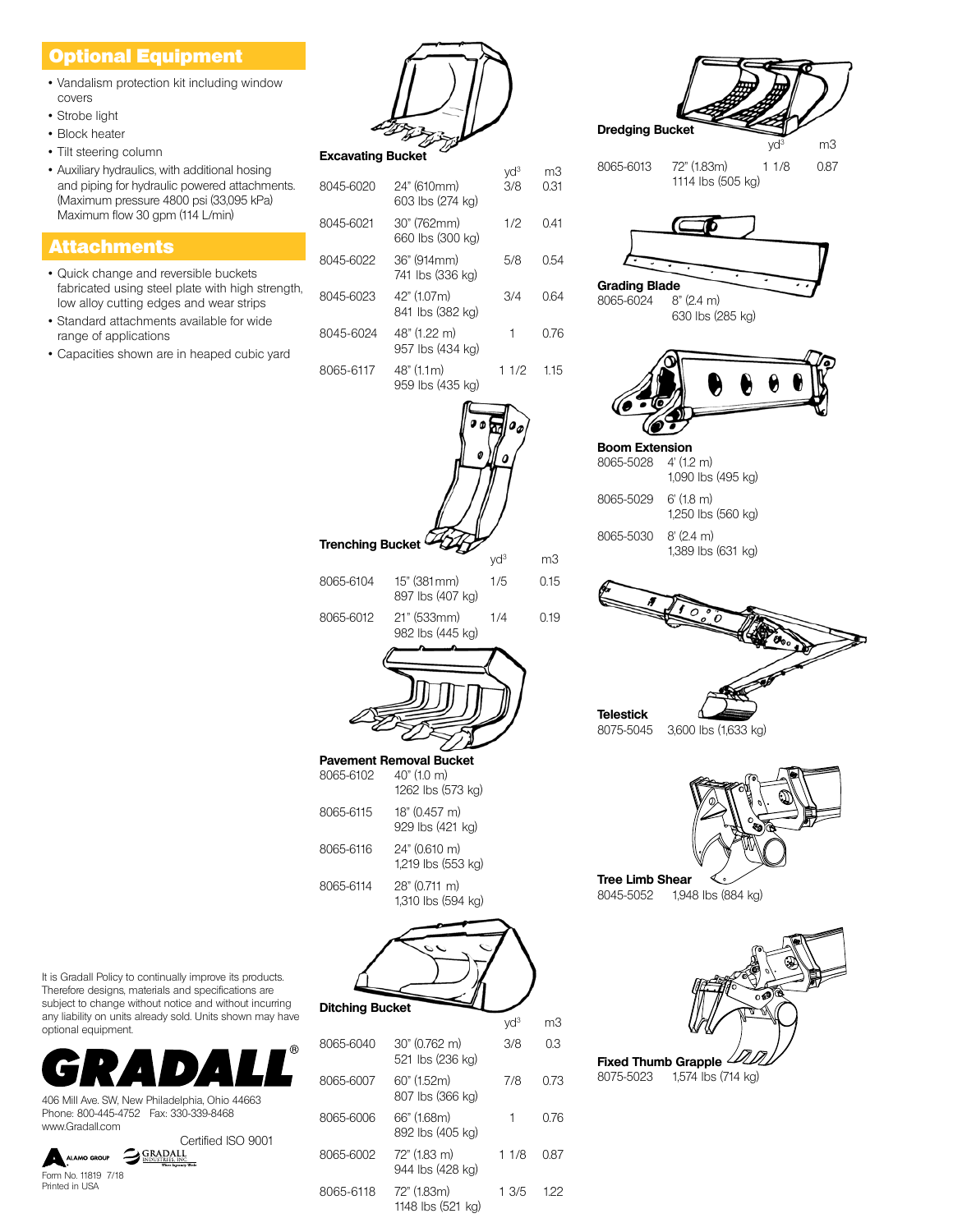## Optional Equipment

- Vandalism protection kit including window covers
- Strobe light
- Block heater
- Tilt steering column
- Auxiliary hydraulics, with additional hosing and piping for hydraulic powered attachments. (Maximum pressure 4800 psi (33,095 kPa) Maximum flow 30 gpm (114 L/min)

## Attachments

- Quick change and reversible buckets fabricated using steel plate with high strength, low alloy cutting edges and wear strips
- Standard attachments available for wide range of applications
- Capacities shown are in heaped cubic yard

**Excavating Bucket**

| | | $yd^3$ | m3 |
|---|---|---|---|
| 8045-6020 | 24" (610mm) 603 lbs (274 kg) | 3/8 | 0.31 |
| 8045-6021 | 30" (762mm) 660 lbs (300 kg) | 1/2 | 0.41 |
| 8045-6022 | 36" (914mm) 741 lbs (336 kg) | 5/8 | 0.54 |
| 8045-6023 | 42" (1.07m) 841 lbs (382 kg) | 3/4 | 0.64 |
| 8045-6024 | 48" (1.22 m) 957 lbs (434 kg) | 1 | 0.76 |
| 8065-6117 | 48" (1.1m) 959 lbs (435 kg) | 1 1/2 | 1.15 |

**Trenching Bucket**

| | | $yd^3$ | m3 |
|---|---|---|---|
| 8065-6104 | 15" (381mm) 897 lbs (407 kg) | 1/5 | 0.15 |
| 8065-6012 | 21" (533mm) 982 lbs (445 kg) | 1/4 | 0.19 |

**Pavement Removal Bucket**

| | |
|---|---|
| 8065-6102 | 40" (1.0 m) 1262 lbs (573 kg) |
| 8065-6115 | 18" (0.457 m) 929 lbs (421 kg) |
| 8065-6116 | 24" (0.610 m) 1,219 lbs (553 kg) |
| 8065-6114 | 28" (0.711 m) 1,310 lbs (594 kg) |

**Ditching Bucket**

| | | $yd^3$ | m3 |
|---|---|---|---|
| 8065-6040 | 30" (0.762 m) 521 lbs (236 kg) | 3/8 | 0.3 |
| 8065-6007 | 60" (1.52m) 807 lbs (366 kg) | 7/8 | 0.73 |
| 8065-6006 | 66" (1.68m) 892 lbs (405 kg) | 1 | 0.76 |
| 8065-6002 | 72" (1.83 m) 944 lbs (428 kg) | 1 1/8 | 0.87 |
| 8065-6118 | 72" (1.83m) 1148 lbs (521 kg) | 1 3/5 | 1.22 |

**Dredging Bucket**

| | | $yd^3$ | m3 |
|---|---|---|---|
| 8065-6013 | 72" (1.83m) 1114 lbs (505 kg) | 1 1/8 | 0.87 |

**Grading Blade**

8065-6024 8" (2.4 m) 630 lbs (285 kg)

**Boom Extension**

| | |
|---|---|
| 8065-5028 | 4' (1.2 m) 1,090 lbs (495 kg) |
| 8065-5029 | 6' (1.8 m) 1,250 lbs (560 kg) |
| 8065-5030 | 8' (2.4 m) 1,389 lbs (631 kg) |

**Telestick**

8075-5045 3,600 lbs (1,633 kg)

**Tree Limb Shear**

8045-5052 1,948 lbs (884 kg)

**Fixed Thumb Grapple**

8075-5023 1,574 lbs (714 kg)

It is Gradall Policy to continually improve its products. Therefore designs, materials and specifications are subject to change without notice and without incurring any liability on units already sold. Units shown may have optional equipment.

GRADALL®

406 Mill Ave. SW, New Philadelphia, Ohio 44663
Phone: 800-445-4752 Fax: 330-339-8468
www.Gradall.com

Certified ISO 9001

ALAMO GROUP GRADALL INDUSTRIES, INC.

Form No. 11819 7/18
Printed in USA